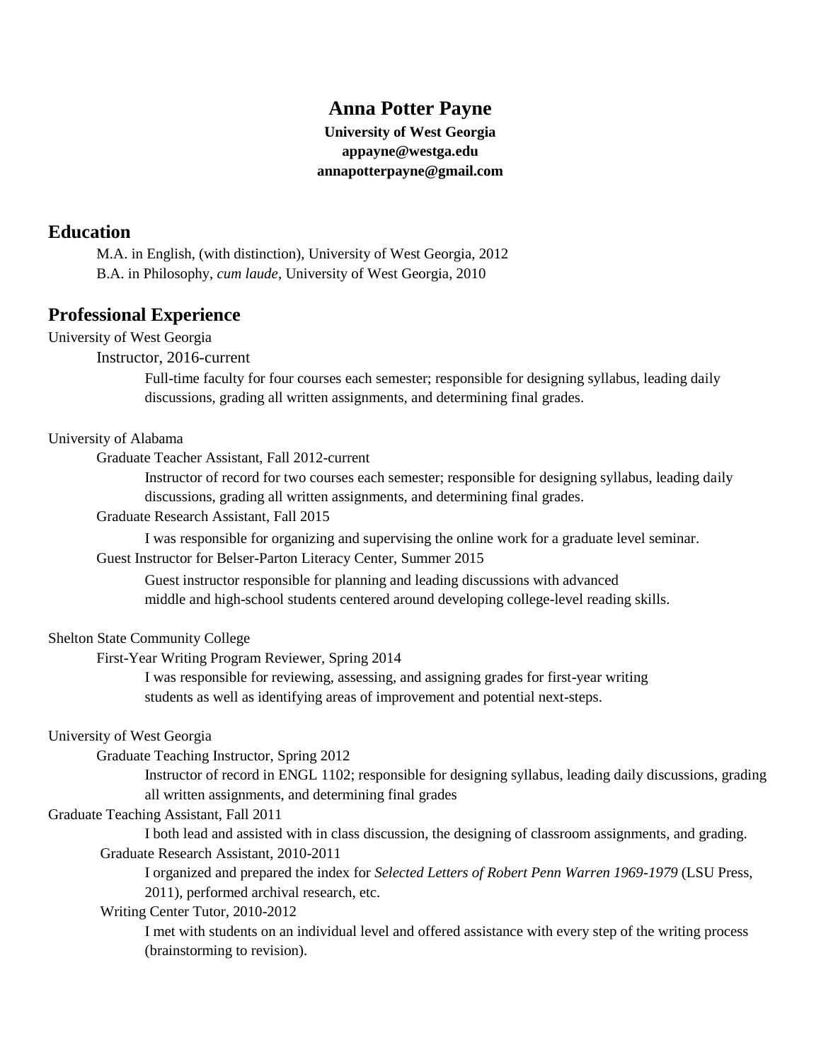# Anna Potter Payne

**University of West Georgia**
**appayne@westga.edu**
**annapotterpayne@gmail.com**

## Education

M.A. in English, (with distinction), University of West Georgia, 2012
B.A. in Philosophy, *cum laude*, University of West Georgia, 2010

## Professional Experience

University of West Georgia

Instructor, 2016-current

Full-time faculty for four courses each semester; responsible for designing syllabus, leading daily discussions, grading all written assignments, and determining final grades.

University of Alabama

Graduate Teacher Assistant, Fall 2012-current

Instructor of record for two courses each semester; responsible for designing syllabus, leading daily discussions, grading all written assignments, and determining final grades.

Graduate Research Assistant, Fall 2015

I was responsible for organizing and supervising the online work for a graduate level seminar.

Guest Instructor for Belser-Parton Literacy Center, Summer 2015

Guest instructor responsible for planning and leading discussions with advanced middle and high-school students centered around developing college-level reading skills.

Shelton State Community College

First-Year Writing Program Reviewer, Spring 2014

I was responsible for reviewing, assessing, and assigning grades for first-year writing students as well as identifying areas of improvement and potential next-steps.

University of West Georgia

Graduate Teaching Instructor, Spring 2012

Instructor of record in ENGL 1102; responsible for designing syllabus, leading daily discussions, grading all written assignments, and determining final grades

Graduate Teaching Assistant, Fall 2011

I both lead and assisted with in class discussion, the designing of classroom assignments, and grading.

Graduate Research Assistant, 2010-2011

I organized and prepared the index for *Selected Letters of Robert Penn Warren 1969-1979* (LSU Press, 2011), performed archival research, etc.

Writing Center Tutor, 2010-2012

I met with students on an individual level and offered assistance with every step of the writing process (brainstorming to revision).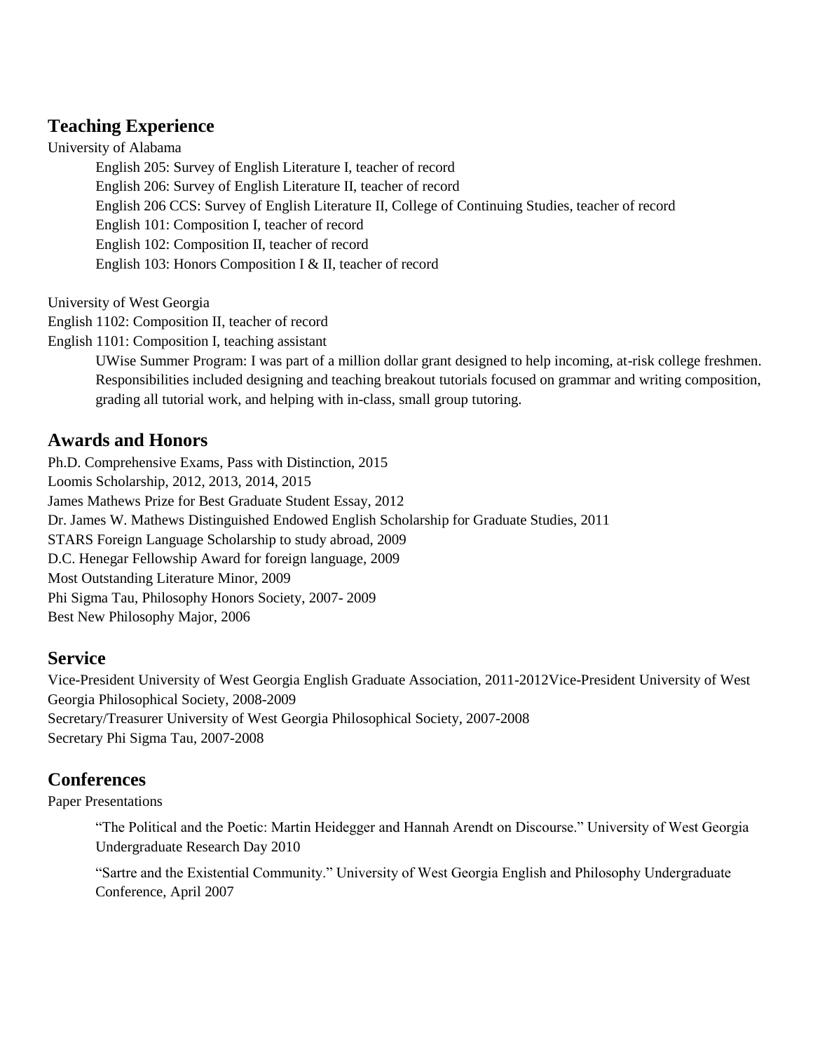## Teaching Experience

University of Alabama

- English 205: Survey of English Literature I, teacher of record
- English 206: Survey of English Literature II, teacher of record
- English 206 CCS: Survey of English Literature II, College of Continuing Studies, teacher of record
- English 101: Composition I, teacher of record
- English 102: Composition II, teacher of record
- English 103: Honors Composition I & II, teacher of record

University of West Georgia

English 1102: Composition II, teacher of record

English 1101: Composition I, teaching assistant

> UWise Summer Program: I was part of a million dollar grant designed to help incoming, at-risk college freshmen. Responsibilities included designing and teaching breakout tutorials focused on grammar and writing composition, grading all tutorial work, and helping with in-class, small group tutoring.

## Awards and Honors

Ph.D. Comprehensive Exams, Pass with Distinction, 2015

Loomis Scholarship, 2012, 2013, 2014, 2015

James Mathews Prize for Best Graduate Student Essay, 2012

Dr. James W. Mathews Distinguished Endowed English Scholarship for Graduate Studies, 2011

STARS Foreign Language Scholarship to study abroad, 2009

D.C. Henegar Fellowship Award for foreign language, 2009

Most Outstanding Literature Minor, 2009

Phi Sigma Tau, Philosophy Honors Society, 2007- 2009

Best New Philosophy Major, 2006

## Service

Vice-President University of West Georgia English Graduate Association, 2011-2012Vice-President University of West Georgia Philosophical Society, 2008-2009

Secretary/Treasurer University of West Georgia Philosophical Society, 2007-2008

Secretary Phi Sigma Tau, 2007-2008

## Conferences

Paper Presentations

> "The Political and the Poetic: Martin Heidegger and Hannah Arendt on Discourse." University of West Georgia Undergraduate Research Day 2010

> "Sartre and the Existential Community." University of West Georgia English and Philosophy Undergraduate Conference, April 2007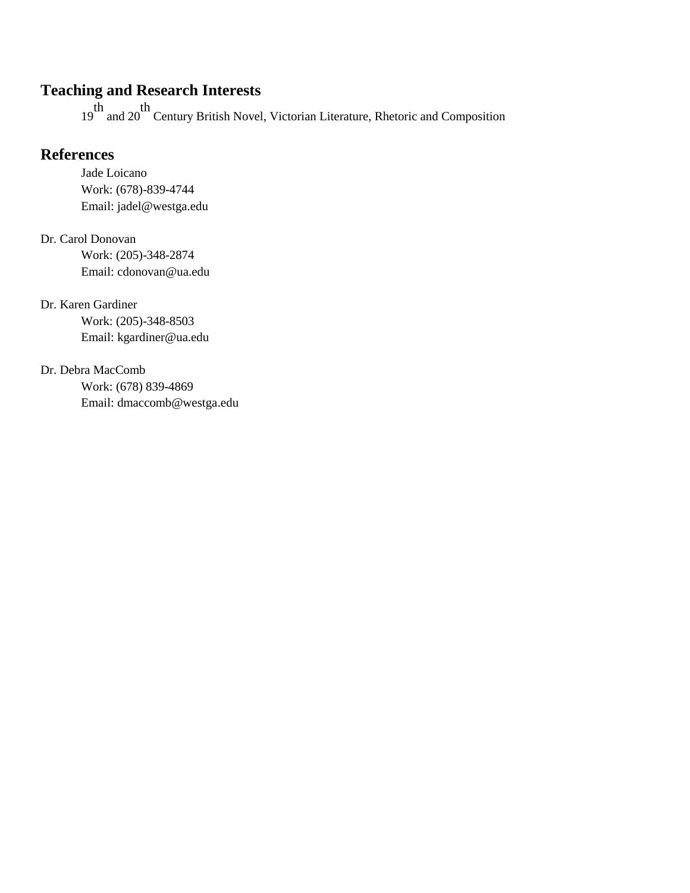## Teaching and Research Interests

19th and 20th Century British Novel, Victorian Literature, Rhetoric and Composition

## References

Jade Loicano
Work: (678)-839-4744
Email: jadel@westga.edu

Dr. Carol Donovan
Work: (205)-348-2874
Email: cdonovan@ua.edu

Dr. Karen Gardiner
Work: (205)-348-8503
Email: kgardiner@ua.edu

Dr. Debra MacComb
Work: (678) 839-4869
Email: dmaccomb@westga.edu